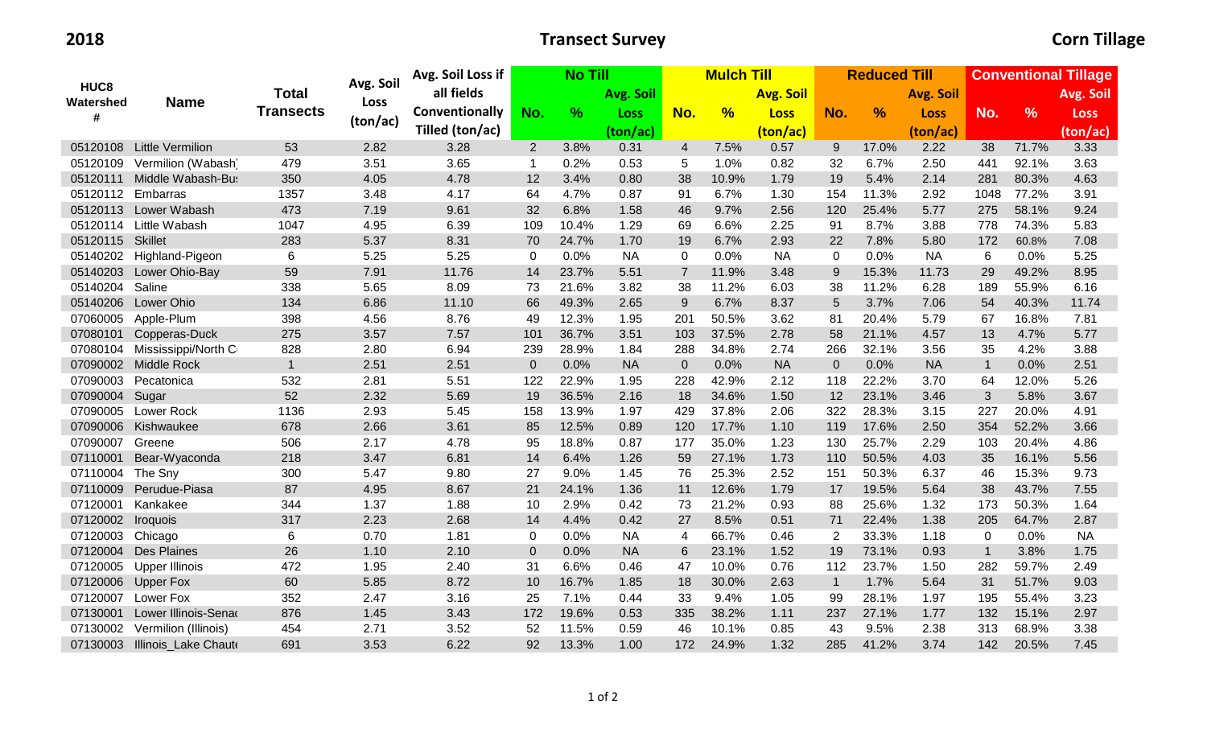**2018** | **Transect Survey** | **Corn Tillage**

| HUC8 Watershed # | Name | Total Transects | Avg. Soil Loss (ton/ac) | Avg. Soil Loss if all fields Conventionally Tilled (ton/ac) | No Till | | | Mulch Till | | | Reduced Till | | | Conventional Tillage | | |
|---|---|---|---|---|---|---|---|---|---|---|---|---|---|---|---|---|
| | | | | | No. | % | Avg. Soil Loss (ton/ac) | No. | % | Avg. Soil Loss (ton/ac) | No. | % | Avg. Soil Loss (ton/ac) | No. | % | Avg. Soil Loss (ton/ac) |
| 05120108 | Little Vermilion | 53 | 2.82 | 3.28 | 2 | 3.8% | 0.31 | 4 | 7.5% | 0.57 | 9 | 17.0% | 2.22 | 38 | 71.7% | 3.33 |
| 05120109 | Vermilion (Wabash) | 479 | 3.51 | 3.65 | 1 | 0.2% | 0.53 | 5 | 1.0% | 0.82 | 32 | 6.7% | 2.50 | 441 | 92.1% | 3.63 |
| 05120111 | Middle Wabash-Bus | 350 | 4.05 | 4.78 | 12 | 3.4% | 0.80 | 38 | 10.9% | 1.79 | 19 | 5.4% | 2.14 | 281 | 80.3% | 4.63 |
| 05120112 | Embarras | 1357 | 3.48 | 4.17 | 64 | 4.7% | 0.87 | 91 | 6.7% | 1.30 | 154 | 11.3% | 2.92 | 1048 | 77.2% | 3.91 |
| 05120113 | Lower Wabash | 473 | 7.19 | 9.61 | 32 | 6.8% | 1.58 | 46 | 9.7% | 2.56 | 120 | 25.4% | 5.77 | 275 | 58.1% | 9.24 |
| 05120114 | Little Wabash | 1047 | 4.95 | 6.39 | 109 | 10.4% | 1.29 | 69 | 6.6% | 2.25 | 91 | 8.7% | 3.88 | 778 | 74.3% | 5.83 |
| 05120115 | Skillet | 283 | 5.37 | 8.31 | 70 | 24.7% | 1.70 | 19 | 6.7% | 2.93 | 22 | 7.8% | 5.80 | 172 | 60.8% | 7.08 |
| 05140202 | Highland-Pigeon | 6 | 5.25 | 5.25 | 0 | 0.0% | NA | 0 | 0.0% | NA | 0 | 0.0% | NA | 6 | 0.0% | 5.25 |
| 05140203 | Lower Ohio-Bay | 59 | 7.91 | 11.76 | 14 | 23.7% | 5.51 | 7 | 11.9% | 3.48 | 9 | 15.3% | 11.73 | 29 | 49.2% | 8.95 |
| 05140204 | Saline | 338 | 5.65 | 8.09 | 73 | 21.6% | 3.82 | 38 | 11.2% | 6.03 | 38 | 11.2% | 6.28 | 189 | 55.9% | 6.16 |
| 05140206 | Lower Ohio | 134 | 6.86 | 11.10 | 66 | 49.3% | 2.65 | 9 | 6.7% | 8.37 | 5 | 3.7% | 7.06 | 54 | 40.3% | 11.74 |
| 07060005 | Apple-Plum | 398 | 4.56 | 8.76 | 49 | 12.3% | 1.95 | 201 | 50.5% | 3.62 | 81 | 20.4% | 5.79 | 67 | 16.8% | 7.81 |
| 07080101 | Copperas-Duck | 275 | 3.57 | 7.57 | 101 | 36.7% | 3.51 | 103 | 37.5% | 2.78 | 58 | 21.1% | 4.57 | 13 | 4.7% | 5.77 |
| 07080104 | Mississippi/North C | 828 | 2.80 | 6.94 | 239 | 28.9% | 1.84 | 288 | 34.8% | 2.74 | 266 | 32.1% | 3.56 | 35 | 4.2% | 3.88 |
| 07090002 | Middle Rock | 1 | 2.51 | 2.51 | 0 | 0.0% | NA | 0 | 0.0% | NA | 0 | 0.0% | NA | 1 | 0.0% | 2.51 |
| 07090003 | Pecatonica | 532 | 2.81 | 5.51 | 122 | 22.9% | 1.95 | 228 | 42.9% | 2.12 | 118 | 22.2% | 3.70 | 64 | 12.0% | 5.26 |
| 07090004 | Sugar | 52 | 2.32 | 5.69 | 19 | 36.5% | 2.16 | 18 | 34.6% | 1.50 | 12 | 23.1% | 3.46 | 3 | 5.8% | 3.67 |
| 07090005 | Lower Rock | 1136 | 2.93 | 5.45 | 158 | 13.9% | 1.97 | 429 | 37.8% | 2.06 | 322 | 28.3% | 3.15 | 227 | 20.0% | 4.91 |
| 07090006 | Kishwaukee | 678 | 2.66 | 3.61 | 85 | 12.5% | 0.89 | 120 | 17.7% | 1.10 | 119 | 17.6% | 2.50 | 354 | 52.2% | 3.66 |
| 07090007 | Greene | 506 | 2.17 | 4.78 | 95 | 18.8% | 0.87 | 177 | 35.0% | 1.23 | 130 | 25.7% | 2.29 | 103 | 20.4% | 4.86 |
| 07110001 | Bear-Wyaconda | 218 | 3.47 | 6.81 | 14 | 6.4% | 1.26 | 59 | 27.1% | 1.73 | 110 | 50.5% | 4.03 | 35 | 16.1% | 5.56 |
| 07110004 | The Sny | 300 | 5.47 | 9.80 | 27 | 9.0% | 1.45 | 76 | 25.3% | 2.52 | 151 | 50.3% | 6.37 | 46 | 15.3% | 9.73 |
| 07110009 | Perudue-Piasa | 87 | 4.95 | 8.67 | 21 | 24.1% | 1.36 | 11 | 12.6% | 1.79 | 17 | 19.5% | 5.64 | 38 | 43.7% | 7.55 |
| 07120001 | Kankakee | 344 | 1.37 | 1.88 | 10 | 2.9% | 0.42 | 73 | 21.2% | 0.93 | 88 | 25.6% | 1.32 | 173 | 50.3% | 1.64 |
| 07120002 | Iroquois | 317 | 2.23 | 2.68 | 14 | 4.4% | 0.42 | 27 | 8.5% | 0.51 | 71 | 22.4% | 1.38 | 205 | 64.7% | 2.87 |
| 07120003 | Chicago | 6 | 0.70 | 1.81 | 0 | 0.0% | NA | 4 | 66.7% | 0.46 | 2 | 33.3% | 1.18 | 0 | 0.0% | NA |
| 07120004 | Des Plaines | 26 | 1.10 | 2.10 | 0 | 0.0% | NA | 6 | 23.1% | 1.52 | 19 | 73.1% | 0.93 | 1 | 3.8% | 1.75 |
| 07120005 | Upper Illinois | 472 | 1.95 | 2.40 | 31 | 6.6% | 0.46 | 47 | 10.0% | 0.76 | 112 | 23.7% | 1.50 | 282 | 59.7% | 2.49 |
| 07120006 | Upper Fox | 60 | 5.85 | 8.72 | 10 | 16.7% | 1.85 | 18 | 30.0% | 2.63 | 1 | 1.7% | 5.64 | 31 | 51.7% | 9.03 |
| 07120007 | Lower Fox | 352 | 2.47 | 3.16 | 25 | 7.1% | 0.44 | 33 | 9.4% | 1.05 | 99 | 28.1% | 1.97 | 195 | 55.4% | 3.23 |
| 07130001 | Lower Illinois-Senac | 876 | 1.45 | 3.43 | 172 | 19.6% | 0.53 | 335 | 38.2% | 1.11 | 237 | 27.1% | 1.77 | 132 | 15.1% | 2.97 |
| 07130002 | Vermilion (Illinois) | 454 | 2.71 | 3.52 | 52 | 11.5% | 0.59 | 46 | 10.1% | 0.85 | 43 | 9.5% | 2.38 | 313 | 68.9% | 3.38 |
| 07130003 | Illinois_Lake Chaute | 691 | 3.53 | 6.22 | 92 | 13.3% | 1.00 | 172 | 24.9% | 1.32 | 285 | 41.2% | 3.74 | 142 | 20.5% | 7.45 |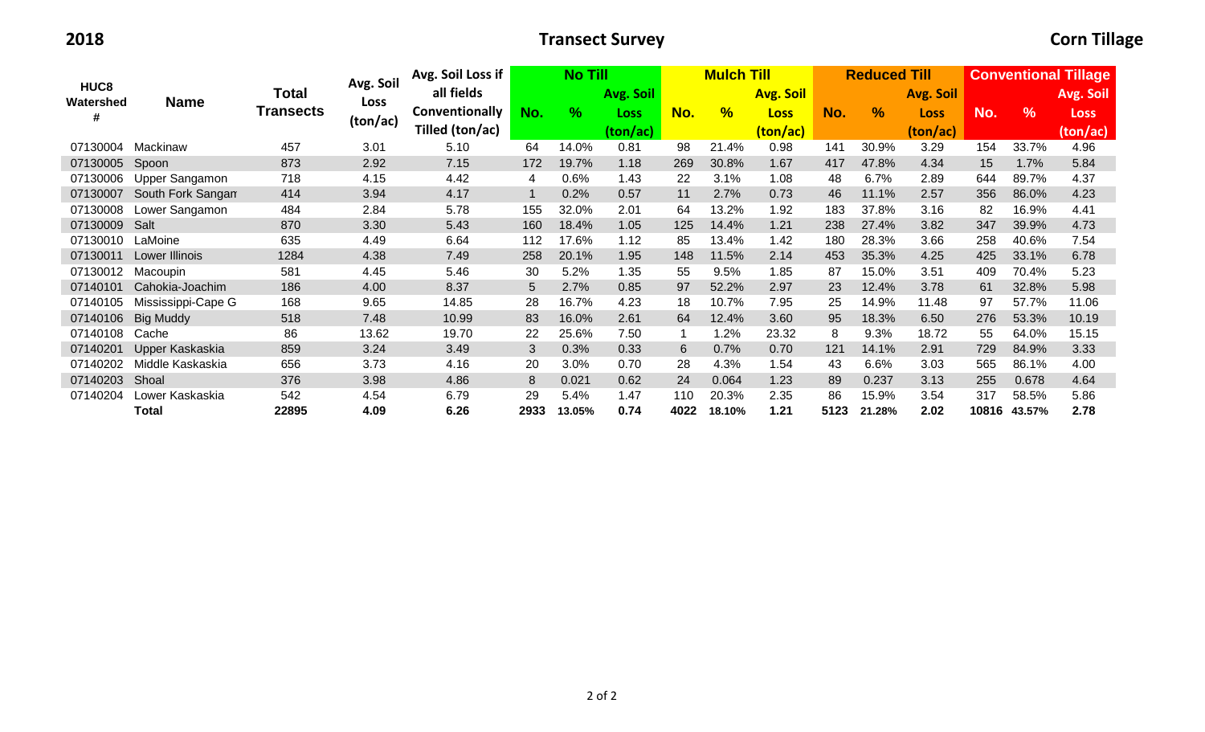**2018** **Transect Survey** **Corn Tillage**

| HUC8 Watershed # | Name | Total Transects | Avg. Soil Loss (ton/ac) | Avg. Soil Loss if all fields Conventionally Tilled (ton/ac) | No Till | | | Mulch Till | | | Reduced Till | | | Conventional Tillage | | |
|---|---|---|---|---|---|---|---|---|---|---|---|---|---|---|---|---|
| | | | | | No. | % | Avg. Soil Loss (ton/ac) | No. | % | Avg. Soil Loss (ton/ac) | No. | % | Avg. Soil Loss (ton/ac) | No. | % | Avg. Soil Loss (ton/ac) |
| 07130004 | Mackinaw | 457 | 3.01 | 5.10 | 64 | 14.0% | 0.81 | 98 | 21.4% | 0.98 | 141 | 30.9% | 3.29 | 154 | 33.7% | 4.96 |
| 07130005 | Spoon | 873 | 2.92 | 7.15 | 172 | 19.7% | 1.18 | 269 | 30.8% | 1.67 | 417 | 47.8% | 4.34 | 15 | 1.7% | 5.84 |
| 07130006 | Upper Sangamon | 718 | 4.15 | 4.42 | 4 | 0.6% | 1.43 | 22 | 3.1% | 1.08 | 48 | 6.7% | 2.89 | 644 | 89.7% | 4.37 |
| 07130007 | South Fork Sangam | 414 | 3.94 | 4.17 | 1 | 0.2% | 0.57 | 11 | 2.7% | 0.73 | 46 | 11.1% | 2.57 | 356 | 86.0% | 4.23 |
| 07130008 | Lower Sangamon | 484 | 2.84 | 5.78 | 155 | 32.0% | 2.01 | 64 | 13.2% | 1.92 | 183 | 37.8% | 3.16 | 82 | 16.9% | 4.41 |
| 07130009 | Salt | 870 | 3.30 | 5.43 | 160 | 18.4% | 1.05 | 125 | 14.4% | 1.21 | 238 | 27.4% | 3.82 | 347 | 39.9% | 4.73 |
| 07130010 | LaMoine | 635 | 4.49 | 6.64 | 112 | 17.6% | 1.12 | 85 | 13.4% | 1.42 | 180 | 28.3% | 3.66 | 258 | 40.6% | 7.54 |
| 07130011 | Lower Illinois | 1284 | 4.38 | 7.49 | 258 | 20.1% | 1.95 | 148 | 11.5% | 2.14 | 453 | 35.3% | 4.25 | 425 | 33.1% | 6.78 |
| 07130012 | Macoupin | 581 | 4.45 | 5.46 | 30 | 5.2% | 1.35 | 55 | 9.5% | 1.85 | 87 | 15.0% | 3.51 | 409 | 70.4% | 5.23 |
| 07140101 | Cahokia-Joachim | 186 | 4.00 | 8.37 | 5 | 2.7% | 0.85 | 97 | 52.2% | 2.97 | 23 | 12.4% | 3.78 | 61 | 32.8% | 5.98 |
| 07140105 | Mississippi-Cape G | 168 | 9.65 | 14.85 | 28 | 16.7% | 4.23 | 18 | 10.7% | 7.95 | 25 | 14.9% | 11.48 | 97 | 57.7% | 11.06 |
| 07140106 | Big Muddy | 518 | 7.48 | 10.99 | 83 | 16.0% | 2.61 | 64 | 12.4% | 3.60 | 95 | 18.3% | 6.50 | 276 | 53.3% | 10.19 |
| 07140108 | Cache | 86 | 13.62 | 19.70 | 22 | 25.6% | 7.50 | 1 | 1.2% | 23.32 | 8 | 9.3% | 18.72 | 55 | 64.0% | 15.15 |
| 07140201 | Upper Kaskaskia | 859 | 3.24 | 3.49 | 3 | 0.3% | 0.33 | 6 | 0.7% | 0.70 | 121 | 14.1% | 2.91 | 729 | 84.9% | 3.33 |
| 07140202 | Middle Kaskaskia | 656 | 3.73 | 4.16 | 20 | 3.0% | 0.70 | 28 | 4.3% | 1.54 | 43 | 6.6% | 3.03 | 565 | 86.1% | 4.00 |
| 07140203 | Shoal | 376 | 3.98 | 4.86 | 8 | 0.021 | 0.62 | 24 | 0.064 | 1.23 | 89 | 0.237 | 3.13 | 255 | 0.678 | 4.64 |
| 07140204 | Lower Kaskaskia | 542 | 4.54 | 6.79 | 29 | 5.4% | 1.47 | 110 | 20.3% | 2.35 | 86 | 15.9% | 3.54 | 317 | 58.5% | 5.86 |
| | **Total** | **22895** | **4.09** | **6.26** | **2933** | **13.05%** | **0.74** | **4022** | **18.10%** | **1.21** | **5123** | **21.28%** | **2.02** | **10816** | **43.57%** | **2.78** |